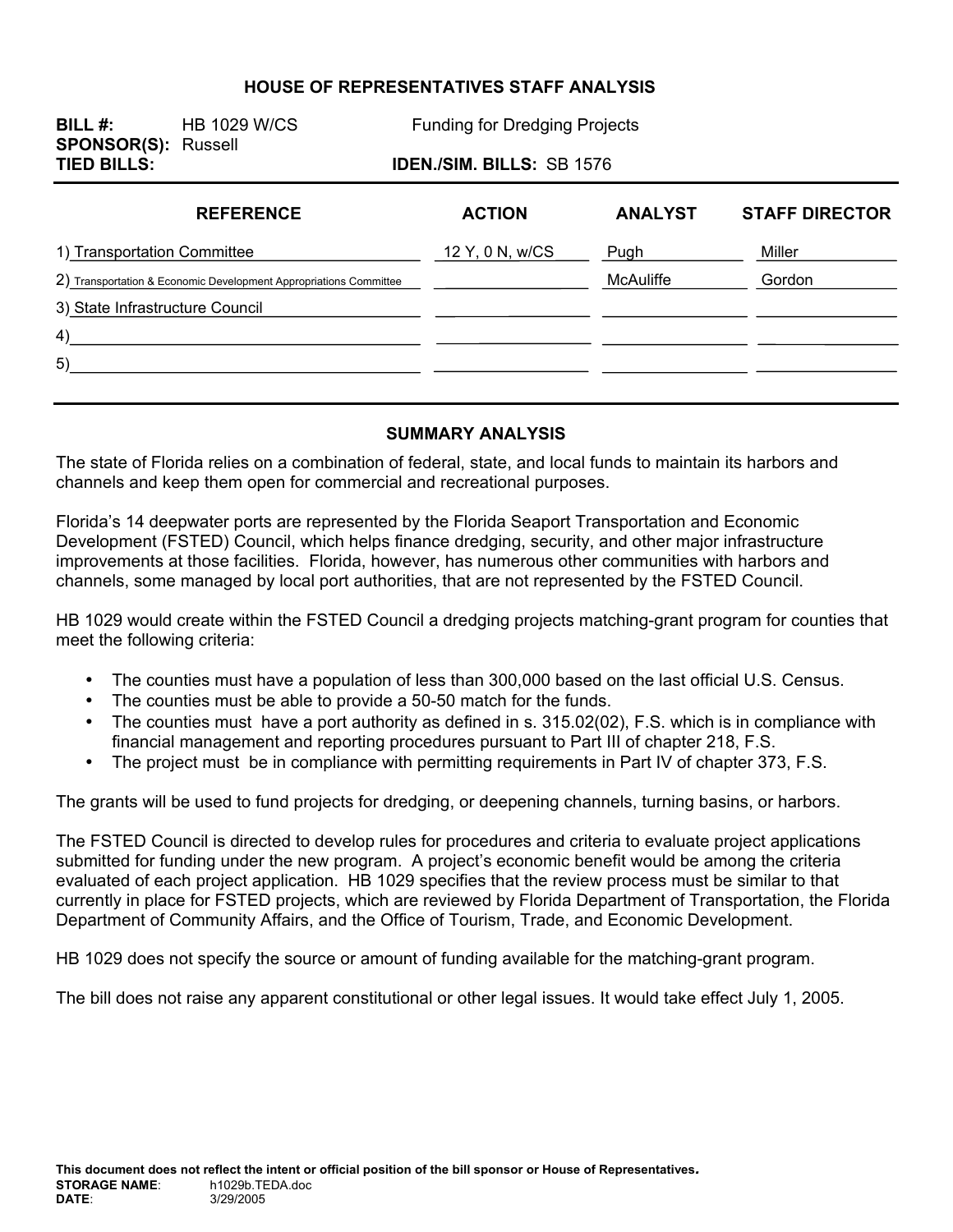# HOUSE OF REPRESENTATIVES STAFF ANALYSIS

**BILL #:** HB 1029 W/CS  Funding for Dredging Projects
**SPONSOR(S):** Russell
**TIED BILLS:**  **IDEN./SIM. BILLS:** SB 1576

| REFERENCE | ACTION | ANALYST | STAFF DIRECTOR |
|---|---|---|---|
| 1) Transportation Committee | 12 Y, 0 N, w/CS | Pugh | Miller |
| 2) Transportation & Economic Development Appropriations Committee | | McAuliffe | Gordon |
| 3) State Infrastructure Council | | | |
| 4) | | | |
| 5) | | | |

## SUMMARY ANALYSIS

The state of Florida relies on a combination of federal, state, and local funds to maintain its harbors and channels and keep them open for commercial and recreational purposes.

Florida's 14 deepwater ports are represented by the Florida Seaport Transportation and Economic Development (FSTED) Council, which helps finance dredging, security, and other major infrastructure improvements at those facilities. Florida, however, has numerous other communities with harbors and channels, some managed by local port authorities, that are not represented by the FSTED Council.

HB 1029 would create within the FSTED Council a dredging projects matching-grant program for counties that meet the following criteria:

- The counties must have a population of less than 300,000 based on the last official U.S. Census.
- The counties must be able to provide a 50-50 match for the funds.
- The counties must have a port authority as defined in s. 315.02(02), F.S. which is in compliance with financial management and reporting procedures pursuant to Part III of chapter 218, F.S.
- The project must be in compliance with permitting requirements in Part IV of chapter 373, F.S.

The grants will be used to fund projects for dredging, or deepening channels, turning basins, or harbors.

The FSTED Council is directed to develop rules for procedures and criteria to evaluate project applications submitted for funding under the new program. A project's economic benefit would be among the criteria evaluated of each project application. HB 1029 specifies that the review process must be similar to that currently in place for FSTED projects, which are reviewed by Florida Department of Transportation, the Florida Department of Community Affairs, and the Office of Tourism, Trade, and Economic Development.

HB 1029 does not specify the source or amount of funding available for the matching-grant program.

The bill does not raise any apparent constitutional or other legal issues. It would take effect July 1, 2005.

**This document does not reflect the intent or official position of the bill sponsor or House of Representatives.**
**STORAGE NAME:** h1029b.TEDA.doc
**DATE:** 3/29/2005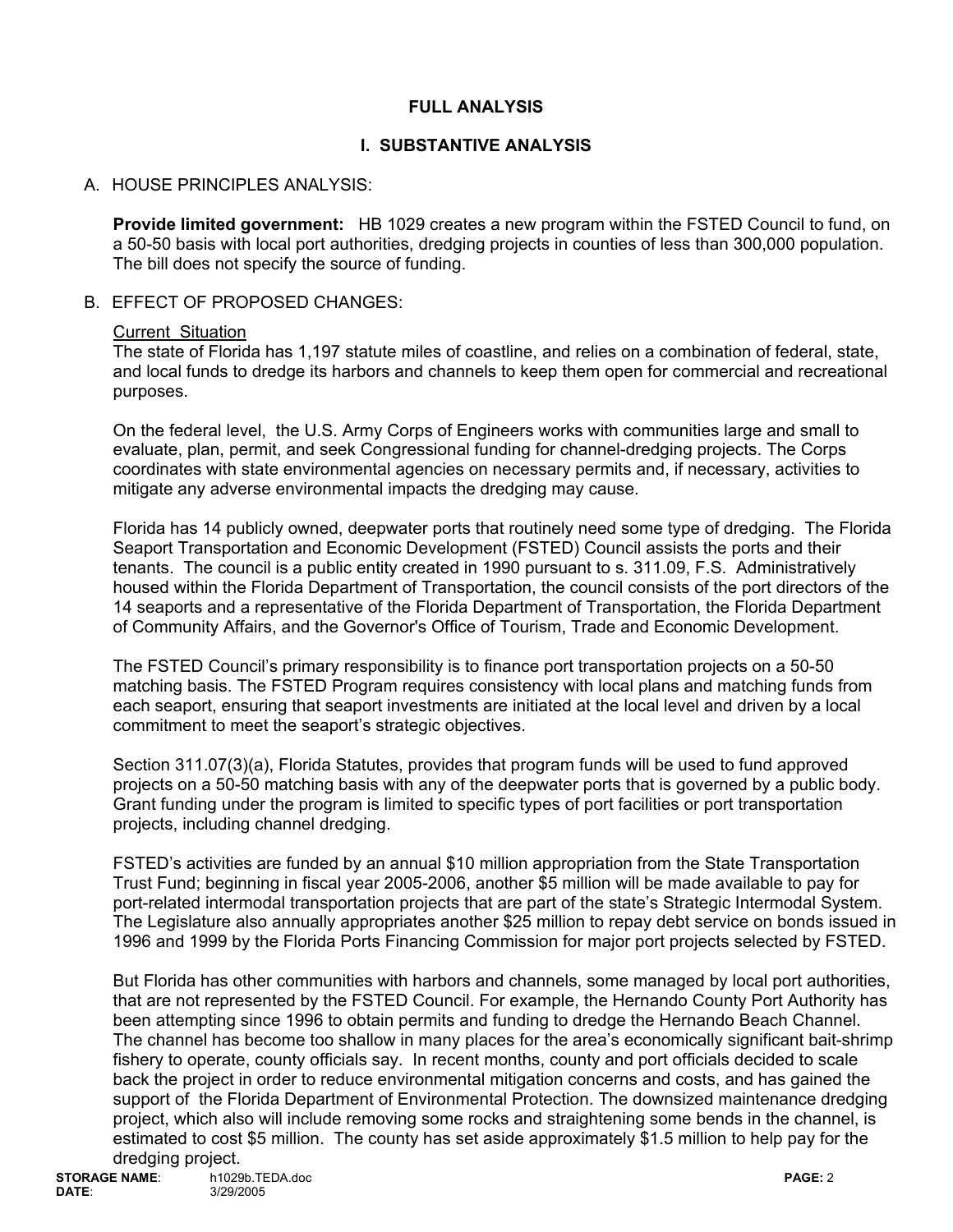## FULL ANALYSIS

## I. SUBSTANTIVE ANALYSIS

A. HOUSE PRINCIPLES ANALYSIS:

**Provide limited government:** HB 1029 creates a new program within the FSTED Council to fund, on a 50-50 basis with local port authorities, dredging projects in counties of less than 300,000 population. The bill does not specify the source of funding.

B. EFFECT OF PROPOSED CHANGES:

Current Situation

The state of Florida has 1,197 statute miles of coastline, and relies on a combination of federal, state, and local funds to dredge its harbors and channels to keep them open for commercial and recreational purposes.

On the federal level, the U.S. Army Corps of Engineers works with communities large and small to evaluate, plan, permit, and seek Congressional funding for channel-dredging projects. The Corps coordinates with state environmental agencies on necessary permits and, if necessary, activities to mitigate any adverse environmental impacts the dredging may cause.

Florida has 14 publicly owned, deepwater ports that routinely need some type of dredging. The Florida Seaport Transportation and Economic Development (FSTED) Council assists the ports and their tenants. The council is a public entity created in 1990 pursuant to s. 311.09, F.S. Administratively housed within the Florida Department of Transportation, the council consists of the port directors of the 14 seaports and a representative of the Florida Department of Transportation, the Florida Department of Community Affairs, and the Governor's Office of Tourism, Trade and Economic Development.

The FSTED Council's primary responsibility is to finance port transportation projects on a 50-50 matching basis. The FSTED Program requires consistency with local plans and matching funds from each seaport, ensuring that seaport investments are initiated at the local level and driven by a local commitment to meet the seaport's strategic objectives.

Section 311.07(3)(a), Florida Statutes, provides that program funds will be used to fund approved projects on a 50-50 matching basis with any of the deepwater ports that is governed by a public body. Grant funding under the program is limited to specific types of port facilities or port transportation projects, including channel dredging.

FSTED's activities are funded by an annual $10 million appropriation from the State Transportation Trust Fund; beginning in fiscal year 2005-2006, another $5 million will be made available to pay for port-related intermodal transportation projects that are part of the state's Strategic Intermodal System. The Legislature also annually appropriates another $25 million to repay debt service on bonds issued in 1996 and 1999 by the Florida Ports Financing Commission for major port projects selected by FSTED.

But Florida has other communities with harbors and channels, some managed by local port authorities, that are not represented by the FSTED Council. For example, the Hernando County Port Authority has been attempting since 1996 to obtain permits and funding to dredge the Hernando Beach Channel. The channel has become too shallow in many places for the area's economically significant bait-shrimp fishery to operate, county officials say. In recent months, county and port officials decided to scale back the project in order to reduce environmental mitigation concerns and costs, and has gained the support of the Florida Department of Environmental Protection. The downsized maintenance dredging project, which also will include removing some rocks and straightening some bends in the channel, is estimated to cost $5 million. The county has set aside approximately $1.5 million to help pay for the dredging project.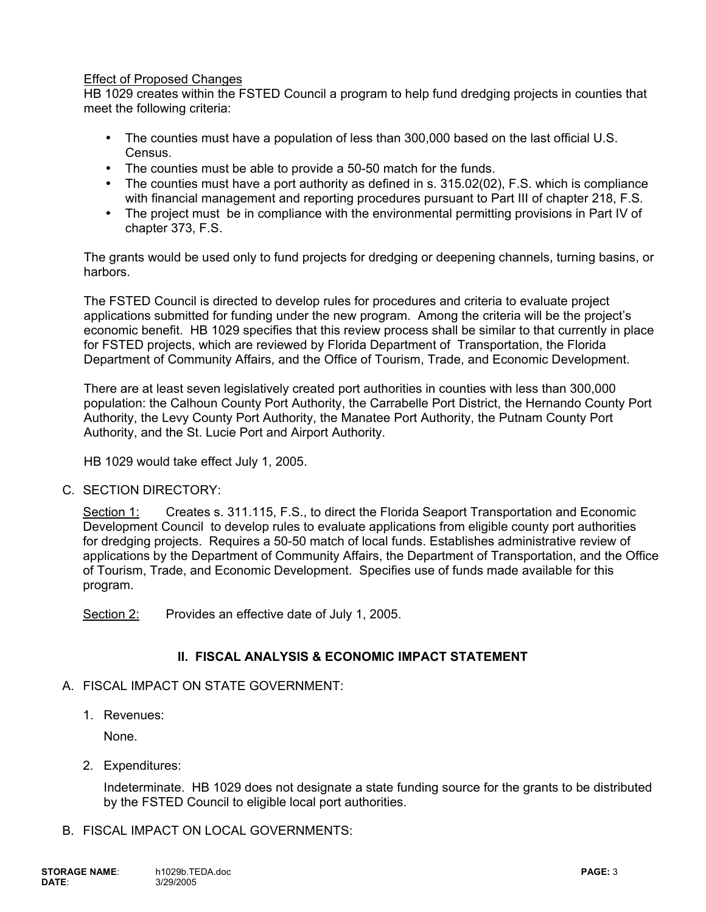Effect of Proposed Changes

HB 1029 creates within the FSTED Council a program to help fund dredging projects in counties that meet the following criteria:

- The counties must have a population of less than 300,000 based on the last official U.S. Census.
- The counties must be able to provide a 50-50 match for the funds.
- The counties must have a port authority as defined in s. 315.02(02), F.S. which is compliance with financial management and reporting procedures pursuant to Part III of chapter 218, F.S.
- The project must be in compliance with the environmental permitting provisions in Part IV of chapter 373, F.S.

The grants would be used only to fund projects for dredging or deepening channels, turning basins, or harbors.

The FSTED Council is directed to develop rules for procedures and criteria to evaluate project applications submitted for funding under the new program. Among the criteria will be the project's economic benefit. HB 1029 specifies that this review process shall be similar to that currently in place for FSTED projects, which are reviewed by Florida Department of Transportation, the Florida Department of Community Affairs, and the Office of Tourism, Trade, and Economic Development.

There are at least seven legislatively created port authorities in counties with less than 300,000 population: the Calhoun County Port Authority, the Carrabelle Port District, the Hernando County Port Authority, the Levy County Port Authority, the Manatee Port Authority, the Putnam County Port Authority, and the St. Lucie Port and Airport Authority.

HB 1029 would take effect July 1, 2005.

C. SECTION DIRECTORY:

Section 1: Creates s. 311.115, F.S., to direct the Florida Seaport Transportation and Economic Development Council to develop rules to evaluate applications from eligible county port authorities for dredging projects. Requires a 50-50 match of local funds. Establishes administrative review of applications by the Department of Community Affairs, the Department of Transportation, and the Office of Tourism, Trade, and Economic Development. Specifies use of funds made available for this program.

Section 2: Provides an effective date of July 1, 2005.

## II. FISCAL ANALYSIS & ECONOMIC IMPACT STATEMENT

A. FISCAL IMPACT ON STATE GOVERNMENT:

1. Revenues:

   None.

2. Expenditures:

   Indeterminate. HB 1029 does not designate a state funding source for the grants to be distributed by the FSTED Council to eligible local port authorities.

B. FISCAL IMPACT ON LOCAL GOVERNMENTS: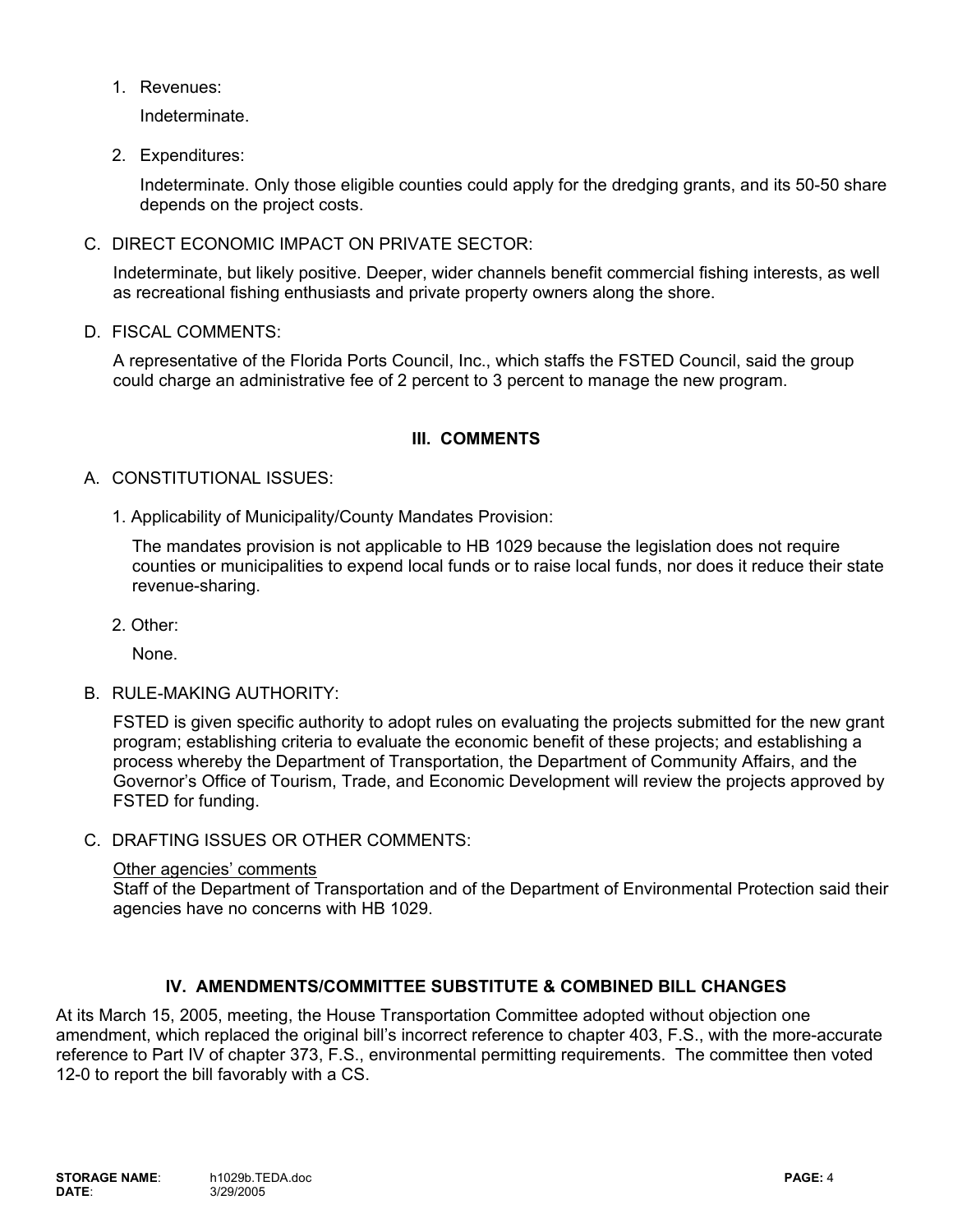1. Revenues:

   Indeterminate.

2. Expenditures:

   Indeterminate. Only those eligible counties could apply for the dredging grants, and its 50-50 share depends on the project costs.

C. DIRECT ECONOMIC IMPACT ON PRIVATE SECTOR:

Indeterminate, but likely positive. Deeper, wider channels benefit commercial fishing interests, as well as recreational fishing enthusiasts and private property owners along the shore.

D. FISCAL COMMENTS:

A representative of the Florida Ports Council, Inc., which staffs the FSTED Council, said the group could charge an administrative fee of 2 percent to 3 percent to manage the new program.

## III. COMMENTS

A. CONSTITUTIONAL ISSUES:

1. Applicability of Municipality/County Mandates Provision:

   The mandates provision is not applicable to HB 1029 because the legislation does not require counties or municipalities to expend local funds or to raise local funds, nor does it reduce their state revenue-sharing.

2. Other:

   None.

B. RULE-MAKING AUTHORITY:

FSTED is given specific authority to adopt rules on evaluating the projects submitted for the new grant program; establishing criteria to evaluate the economic benefit of these projects; and establishing a process whereby the Department of Transportation, the Department of Community Affairs, and the Governor's Office of Tourism, Trade, and Economic Development will review the projects approved by FSTED for funding.

C. DRAFTING ISSUES OR OTHER COMMENTS:

Other agencies' comments
Staff of the Department of Transportation and of the Department of Environmental Protection said their agencies have no concerns with HB 1029.

## IV. AMENDMENTS/COMMITTEE SUBSTITUTE & COMBINED BILL CHANGES

At its March 15, 2005, meeting, the House Transportation Committee adopted without objection one amendment, which replaced the original bill's incorrect reference to chapter 403, F.S., with the more-accurate reference to Part IV of chapter 373, F.S., environmental permitting requirements. The committee then voted 12-0 to report the bill favorably with a CS.